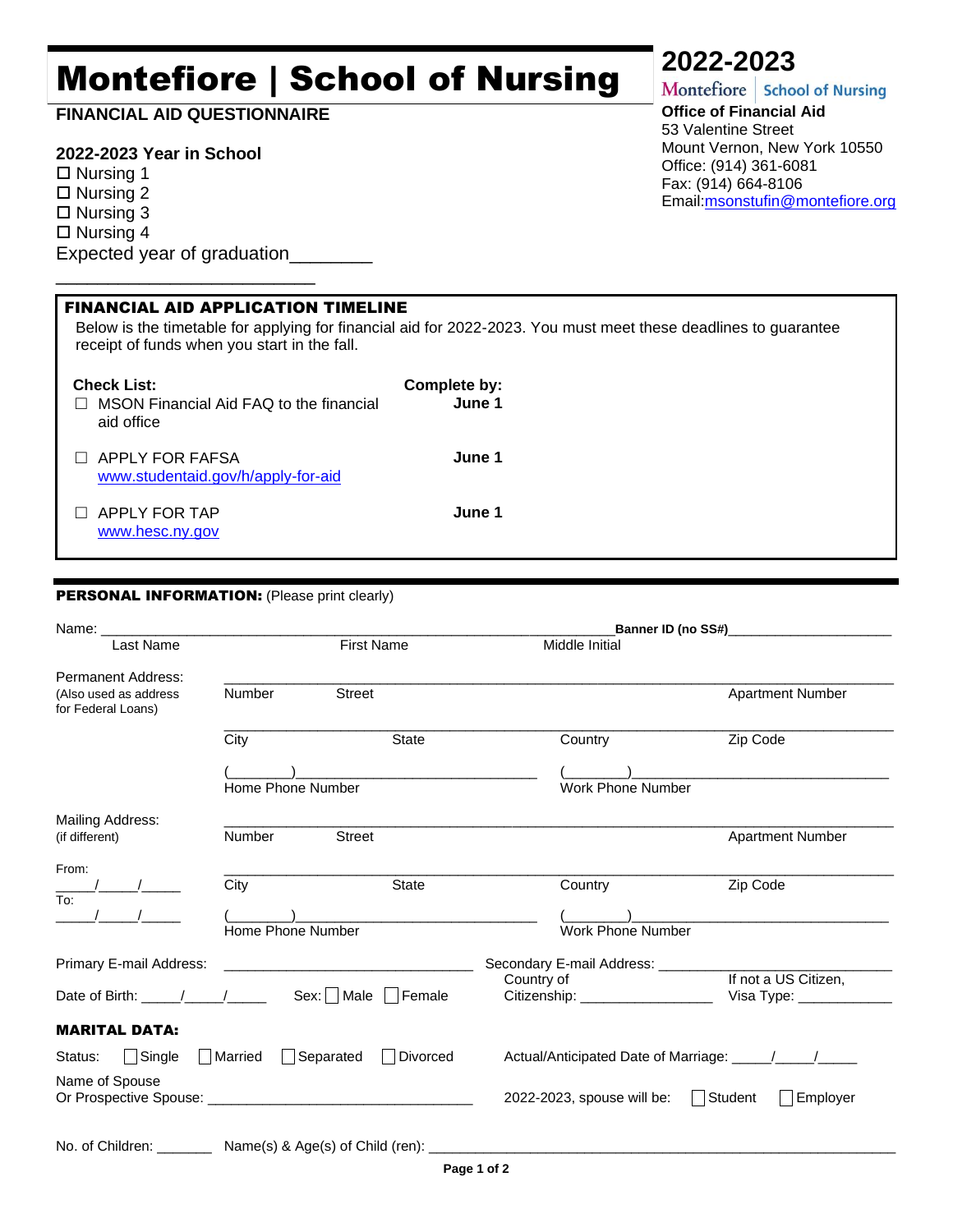# Montefiore | School of Nursing

**FINANCIAL AID QUESTIONNAIRE**

**2022-2023**

Montefiore | School of Nursing

**Office of Financial Aid**
53 Valentine Street
Mount Vernon, New York 10550
Office: (914) 361-6081
Fax: (914) 664-8106
Email: msonstufin@montefiore.org

**2022-2023 Year in School**

☐ Nursing 1
☐ Nursing 2
☐ Nursing 3
☐ Nursing 4

Expected year of graduation________

## FINANCIAL AID APPLICATION TIMELINE

Below is the timetable for applying for financial aid for 2022-2023. You must meet these deadlines to guarantee receipt of funds when you start in the fall.

| **Check List:** | **Complete by:** |
|---|---|
| ☐ MSON Financial Aid FAQ to the financial aid office | **June 1** |
| ☐ APPLY FOR FAFSA www.studentaid.gov/h/apply-for-aid | **June 1** |
| ☐ APPLY FOR TAP www.hesc.ny.gov | **June 1** |

## PERSONAL INFORMATION: (Please print clearly)

Name: ______________________________________________ **Banner ID (no SS#)**____________________
Last Name First Name Middle Initial

Permanent Address: (Also used as address for Federal Loans)
______________________________________________________________
Number Street Apartment Number
______________________________________________________________
City State Country Zip Code
(_______)____________________________ (_______)____________________________
Home Phone Number Work Phone Number

Mailing Address: (if different)
______________________________________________________________
Number Street Apartment Number

From: _____/_____/_____
To: _____/_____/_____
______________________________________________________________
City State Country Zip Code
(_______)____________________________ (_______)____________________________
Home Phone Number Work Phone Number

Primary E-mail Address: ______________________________ Secondary E-mail Address: ______________________________

Date of Birth: _____/_____/_____ Sex: ☐ Male ☐ Female Country of Citizenship: ________________ If not a US Citizen, Visa Type: ____________

## MARITAL DATA:

Status: ☐ Single ☐ Married ☐ Separated ☐ Divorced Actual/Anticipated Date of Marriage: _____/_____/_____

Name of Spouse Or Prospective Spouse: ________________________________ 2022-2023, spouse will be: ☐ Student ☐ Employer

No. of Children: _______ Name(s) & Age(s) of Child (ren): ________________________________________________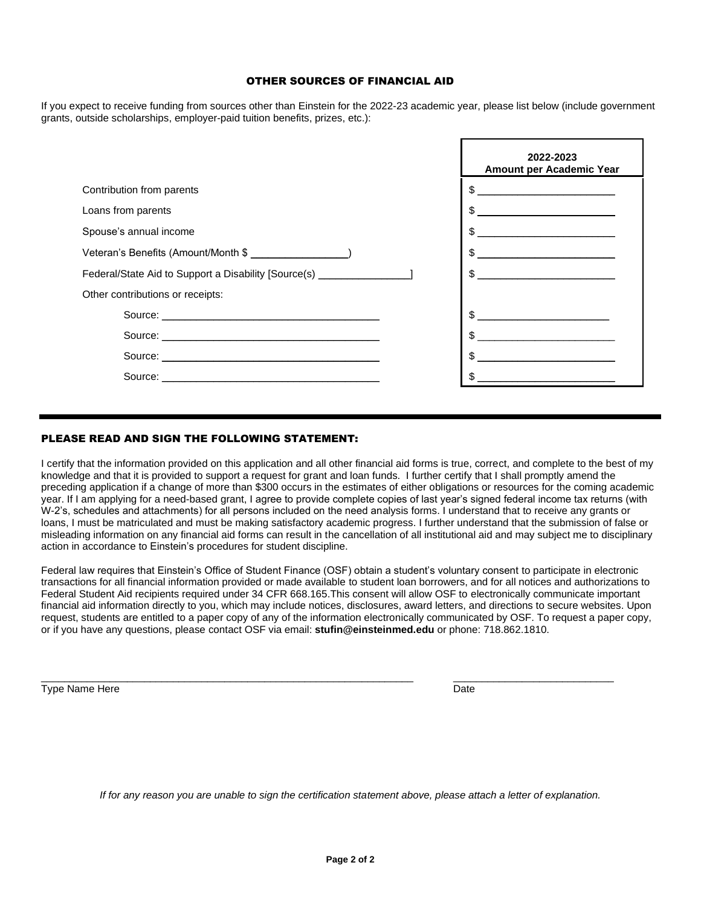## OTHER SOURCES OF FINANCIAL AID

If you expect to receive funding from sources other than Einstein for the 2022-23 academic year, please list below (include government grants, outside scholarships, employer-paid tuition benefits, prizes, etc.):

| | 2022-2023 Amount per Academic Year |
|---|---|
| Contribution from parents | $ ____________ |
| Loans from parents | $ ____________ |
| Spouse's annual income | $ ____________ |
| Veteran's Benefits (Amount/Month $ ____________) | $ ____________ |
| Federal/State Aid to Support a Disability [Source(s) ____________] | $ ____________ |
| Other contributions or receipts: | |
| Source: ____________ | $ ____________ |
| Source: ____________ | $ ____________ |
| Source: ____________ | $ ____________ |
| Source: ____________ | $ ____________ |

## PLEASE READ AND SIGN THE FOLLOWING STATEMENT:

I certify that the information provided on this application and all other financial aid forms is true, correct, and complete to the best of my knowledge and that it is provided to support a request for grant and loan funds. I further certify that I shall promptly amend the preceding application if a change of more than $300 occurs in the estimates of either obligations or resources for the coming academic year. If I am applying for a need-based grant, I agree to provide complete copies of last year's signed federal income tax returns (with W-2's, schedules and attachments) for all persons included on the need analysis forms. I understand that to receive any grants or loans, I must be matriculated and must be making satisfactory academic progress. I further understand that the submission of false or misleading information on any financial aid forms can result in the cancellation of all institutional aid and may subject me to disciplinary action in accordance to Einstein's procedures for student discipline.

Federal law requires that Einstein's Office of Student Finance (OSF) obtain a student's voluntary consent to participate in electronic transactions for all financial information provided or made available to student loan borrowers, and for all notices and authorizations to Federal Student Aid recipients required under 34 CFR 668.165.This consent will allow OSF to electronically communicate important financial aid information directly to you, which may include notices, disclosures, award letters, and directions to secure websites. Upon request, students are entitled to a paper copy of any of the information electronically communicated by OSF. To request a paper copy, or if you have any questions, please contact OSF via email: **stufin@einsteinmed.edu** or phone: 718.862.1810.

________________________________________ ____________________

Type Name Here Date

*If for any reason you are unable to sign the certification statement above, please attach a letter of explanation.*